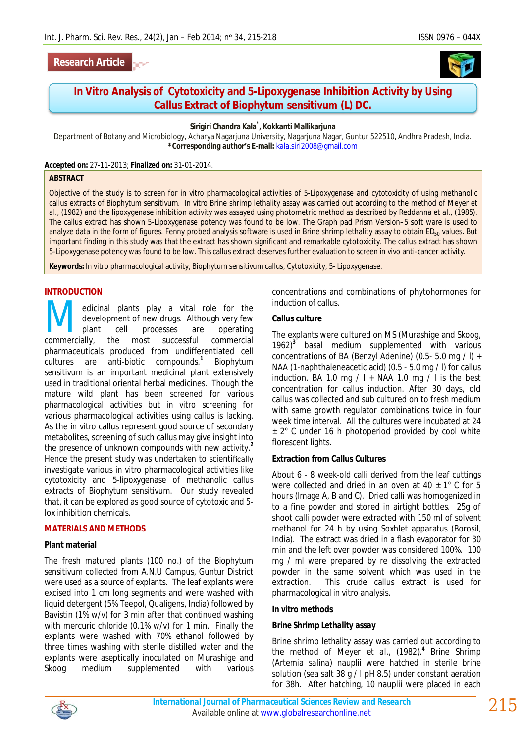Research Article

# In Vitro Analysis of Cytotoxicity and 5-Lipoxygenase Inhibition Activity by Using Callus Extract of Biophytum sensitivum (L) DC.

**Sirigiri Chandra Kala[*], Kokkanti Mallikarjuna**

Department of Botany and Microbiology, Acharya Nagarjuna University, Nagarjuna Nagar, Guntur 522510, Andhra Pradesh, India.
***Corresponding author's E-mail:** kala.siri2008@gmail.com

**Accepted on:** 27-11-2013; **Finalized on:** 31-01-2014.

## ABSTRACT

Objective of the study is to screen for in vitro pharmacological activities of 5-Lipoxygenase and cytotoxicity of using methanolic callus extracts of Biophytum sensitivum. In vitro Brine shrimp lethality assay was carried out according to the method of Meyer et al., (1982) and the lipoxygenase inhibition activity was assayed using photometric method as described by Reddanna et al., (1985). The callus extract has shown 5-Lipoxygenase potency was found to be low. The Graph pad Prism Version–5 soft ware is used to analyze data in the form of figures. Fenny probed analysis software is used in Brine shrimp lethality assay to obtain $ED_{50}$ values. But important finding in this study was that the extract has shown significant and remarkable cytotoxicity. The callus extract has shown 5-Lipoxygenase potency was found to be low. This callus extract deserves further evaluation to screen in vivo anti-cancer activity.

**Keywords:** In vitro pharmacological activity, Biophytum sensitivum callus, Cytotoxicity, 5- Lipoxygenase.

## INTRODUCTION

Medicinal plants play a vital role for the development of new drugs. Although very few plant cell processes are operating commercially, the most successful commercial pharmaceuticals produced from undifferentiated cell cultures are anti-biotic compounds.[1] Biophytum sensitivum is an important medicinal plant extensively used in traditional oriental herbal medicines. Though the mature wild plant has been screened for various pharmacological activities but in vitro screening for various pharmacological activities using callus is lacking. As the in vitro callus represent good source of secondary metabolites, screening of such callus may give insight into the presence of unknown compounds with new activity.[2] Hence the present study was undertaken to scientifically investigate various in vitro pharmacological activities like cytotoxicity and 5-lipoxygenase of methanolic callus extracts of Biophytum sensitivum. Our study revealed that, it can be explored as good source of cytotoxic and 5-lox inhibition chemicals.

## MATERIALS AND METHODS

### Plant material

The fresh matured plants (100 no.) of the Biophytum sensitivum collected from A.N.U Campus, Guntur District were used as a source of explants. The leaf explants were excised into 1 cm long segments and were washed with liquid detergent (5% Teepol, Qualigens, India) followed by Bavistin (1% w/v) for 3 min after that continued washing with mercuric chloride (0.1% w/v) for 1 min. Finally the explants were washed with 70% ethanol followed by three times washing with sterile distilled water and the explants were aseptically inoculated on Murashige and Skoog medium supplemented with various concentrations and combinations of phytohormones for induction of callus.

### Callus culture

The explants were cultured on MS (Murashige and Skoog, 1962)[3] basal medium supplemented with various concentrations of BA (Benzyl Adenine) (0.5- 5.0 mg / l) + NAA (1-naphthaleneacetic acid) (0.5 - 5.0 mg / l) for callus induction. BA 1.0 mg / l + NAA 1.0 mg / l is the best concentration for callus induction. After 30 days, old callus was collected and sub cultured on to fresh medium with same growth regulator combinations twice in four week time interval. All the cultures were incubated at 24 ± 2° C under 16 h photoperiod provided by cool white florescent lights.

### Extraction from Callus Cultures

About 6 - 8 week-old calli derived from the leaf cuttings were collected and dried in an oven at 40 ± 1° C for 5 hours (Image A, B and C). Dried calli was homogenized in to a fine powder and stored in airtight bottles. 25g of shoot calli powder were extracted with 150 ml of solvent methanol for 24 h by using Soxhlet apparatus (Borosil, India). The extract was dried in a flash evaporator for 30 min and the left over powder was considered 100%. 100 mg / ml were prepared by re dissolving the extracted powder in the same solvent which was used in the extraction. This crude callus extract is used for pharmacological in vitro analysis.

### In vitro methods

### Brine Shrimp Lethality assay

Brine shrimp lethality assay was carried out according to the method of Meyer et al., (1982).[4] Brine Shrimp (Artemia salina) nauplii were hatched in sterile brine solution (sea salt 38 g / l pH 8.5) under constant aeration for 38h. After hatching, 10 nauplii were placed in each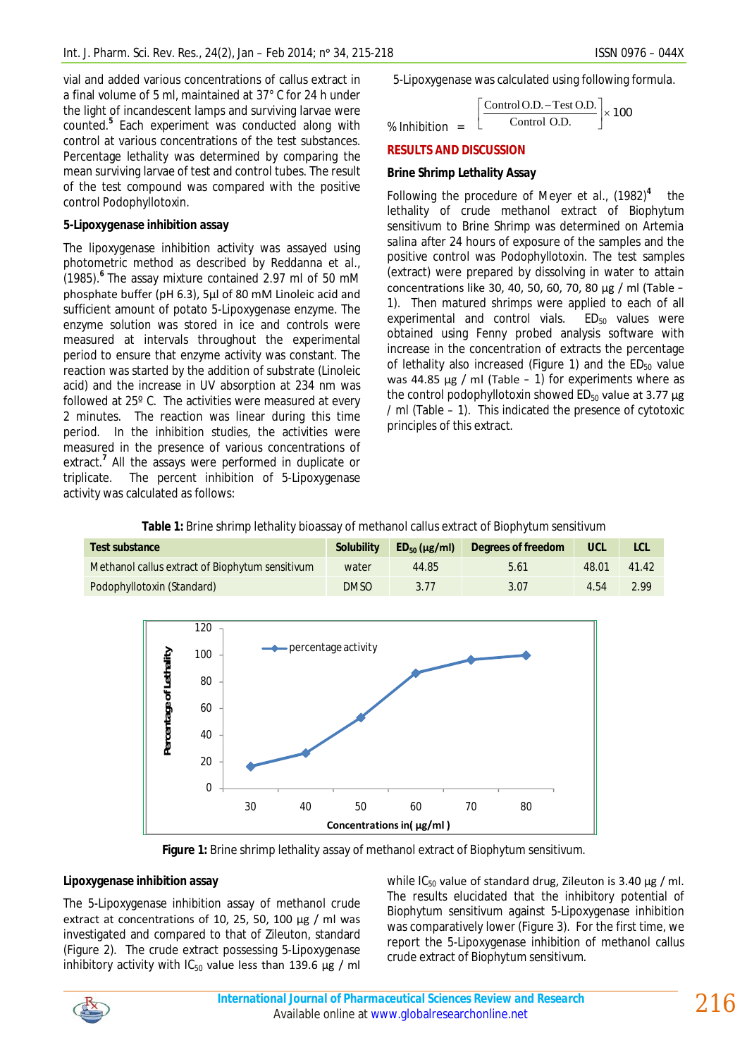vial and added various concentrations of callus extract in a final volume of 5 ml, maintained at 37° C for 24 h under the light of incandescent lamps and surviving larvae were counted.[5] Each experiment was conducted along with control at various concentrations of the test substances. Percentage lethality was determined by comparing the mean surviving larvae of test and control tubes. The result of the test compound was compared with the positive control Podophyllotoxin.

**5-Lipoxygenase inhibition assay**

The lipoxygenase inhibition activity was assayed using photometric method as described by Reddanna et al., (1985).[6] The assay mixture contained 2.97 ml of 50 mM phosphate buffer (pH 6.3), 5µl of 80 mM Linoleic acid and sufficient amount of potato 5-Lipoxygenase enzyme. The enzyme solution was stored in ice and controls were measured at intervals throughout the experimental period to ensure that enzyme activity was constant. The reaction was started by the addition of substrate (Linoleic acid) and the increase in UV absorption at 234 nm was followed at 25º C. The activities were measured at every 2 minutes. The reaction was linear during this time period. In the inhibition studies, the activities were measured in the presence of various concentrations of extract.[7] All the assays were performed in duplicate or triplicate. The percent inhibition of 5-Lipoxygenase activity was calculated as follows:

5-Lipoxygenase was calculated using following formula.

$$\% \text{ Inhibition} = \left[\frac{\text{Control O.D.} - \text{Test O.D.}}{\text{Control O.D.}}\right] \times 100$$

## RESULTS AND DISCUSSION

**Brine Shrimp Lethality Assay**

Following the procedure of Meyer et al., (1982)[4] the lethality of crude methanol extract of Biophytum sensitivum to Brine Shrimp was determined on Artemia salina after 24 hours of exposure of the samples and the positive control was Podophyllotoxin. The test samples (extract) were prepared by dissolving in water to attain concentrations like 30, 40, 50, 60, 70, 80 µg / ml (Table – 1). Then matured shrimps were applied to each of all experimental and control vials. $ED_{50}$ values were obtained using Fenny probed analysis software with increase in the concentration of extracts the percentage of lethality also increased (Figure 1) and the $ED_{50}$ value was 44.85 µg / ml (Table – 1) for experiments where as the control podophyllotoxin showed $ED_{50}$ value at 3.77 µg / ml (Table – 1). This indicated the presence of cytotoxic principles of this extract.

**Table 1:** Brine shrimp lethality bioassay of methanol callus extract of Biophytum sensitivum

| Test substance | Solubility | $ED_{50}$ (µg/ml) | Degrees of freedom | UCL | LCL |
|---|---|---|---|---|---|
| Methanol callus extract of Biophytum sensitivum | water | 44.85 | 5.61 | 48.01 | 41.42 |
| Podophyllotoxin (Standard) | DMSO | 3.77 | 3.07 | 4.54 | 2.99 |

**Figure 1:** Brine shrimp lethality assay of methanol extract of Biophytum sensitivum.

**Lipoxygenase inhibition assay**

The 5-Lipoxygenase inhibition assay of methanol crude extract at concentrations of 10, 25, 50, 100 µg / ml was investigated and compared to that of Zileuton, standard (Figure 2). The crude extract possessing 5-Lipoxygenase inhibitory activity with $IC_{50}$ value less than 139.6 µg / ml while $IC_{50}$ value of standard drug, Zileuton is 3.40 µg / ml. The results elucidated that the inhibitory potential of Biophytum sensitivum against 5-Lipoxygenase inhibition was comparatively lower (Figure 3). For the first time, we report the 5-Lipoxygenase inhibition of methanol callus crude extract of Biophytum sensitivum.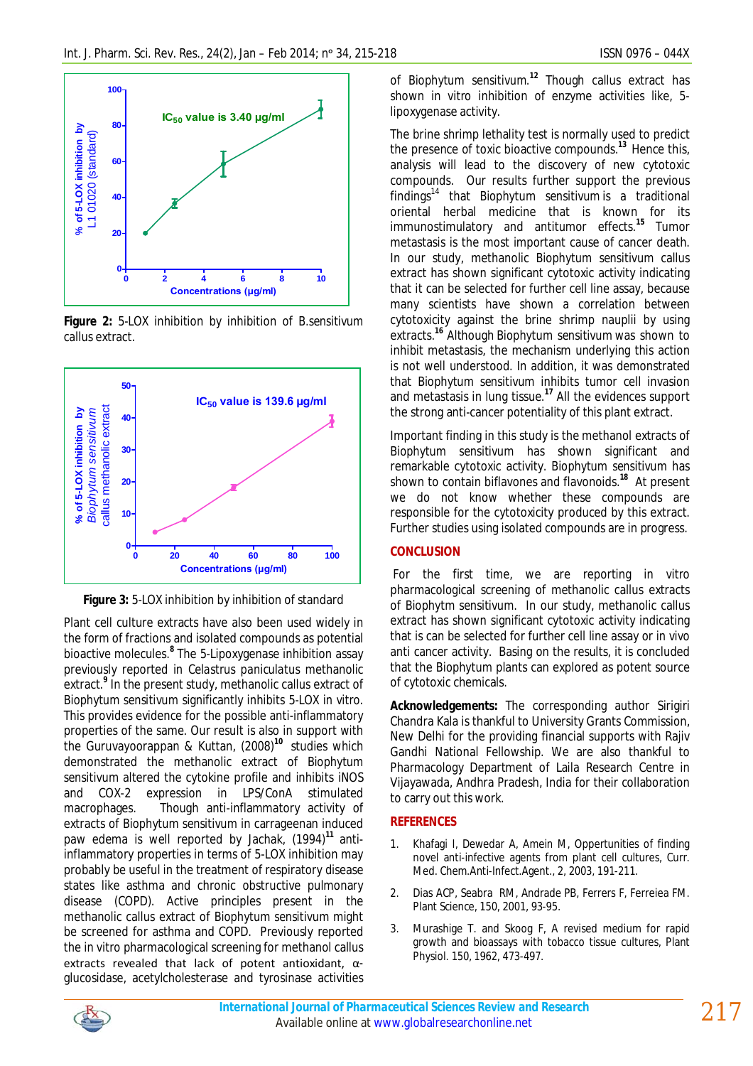Figure 2: 5-LOX inhibition by inhibition of B.sensitivum callus extract.

Figure 3: 5-LOX inhibition by inhibition of standard

Plant cell culture extracts have also been used widely in the form of fractions and isolated compounds as potential bioactive molecules.[8] The 5-Lipoxygenase inhibition assay previously reported in Celastrus paniculatus methanolic extract.[9] In the present study, methanolic callus extract of Biophytum sensitivum significantly inhibits 5-LOX in vitro. This provides evidence for the possible anti-inflammatory properties of the same. Our result is also in support with the Guruvayoorappan & Kuttan, (2008)[10] studies which demonstrated the methanolic extract of Biophytum sensitivum altered the cytokine profile and inhibits iNOS and COX-2 expression in LPS/ConA stimulated macrophages. Though anti-inflammatory activity of extracts of Biophytum sensitivum in carrageenan induced paw edema is well reported by Jachak, (1994)[11] anti-inflammatory properties in terms of 5-LOX inhibition may probably be useful in the treatment of respiratory disease states like asthma and chronic obstructive pulmonary disease (COPD). Active principles present in the methanolic callus extract of Biophytum sensitivum might be screened for asthma and COPD. Previously reported the in vitro pharmacological screening for methanol callus extracts revealed that lack of potent antioxidant, α-glucosidase, acetylcholesterase and tyrosinase activities of Biophytum sensitivum.[12] Though callus extract has shown in vitro inhibition of enzyme activities like, 5-lipoxygenase activity.

The brine shrimp lethality test is normally used to predict the presence of toxic bioactive compounds.[13] Hence this, analysis will lead to the discovery of new cytotoxic compounds. Our results further support the previous findings[14] that Biophytum sensitivum is a traditional oriental herbal medicine that is known for its immunostimulatory and antitumor effects.[15] Tumor metastasis is the most important cause of cancer death. In our study, methanolic Biophytum sensitivum callus extract has shown significant cytotoxic activity indicating that it can be selected for further cell line assay, because many scientists have shown a correlation between cytotoxicity against the brine shrimp nauplii by using extracts.[16] Although Biophytum sensitivum was shown to inhibit metastasis, the mechanism underlying this action is not well understood. In addition, it was demonstrated that Biophytum sensitivum inhibits tumor cell invasion and metastasis in lung tissue.[17] All the evidences support the strong anti-cancer potentiality of this plant extract.

Important finding in this study is the methanol extracts of Biophytum sensitvum has shown significant and remarkable cytotoxic activity. Biophytum sensitivum has shown to contain biflavones and flavonoids.[18] At present we do not know whether these compounds are responsible for the cytotoxicity produced by this extract. Further studies using isolated compounds are in progress.

## CONCLUSION

For the first time, we are reporting in vitro pharmacological screening of methanolic callus extracts of Biophytm sensitivum. In our study, methanolic callus extract has shown significant cytotoxic activity indicating that is can be selected for further cell line assay or in vivo anti cancer activity. Basing on the results, it is concluded that the Biophytum plants can explored as potent source of cytotoxic chemicals.

**Acknowledgements:** The corresponding author Sirigiri Chandra Kala is thankful to University Grants Commission, New Delhi for the providing financial supports with Rajiv Gandhi National Fellowship. We are also thankful to Pharmacology Department of Laila Research Centre in Vijayawada, Andhra Pradesh, India for their collaboration to carry out this work.

## REFERENCES

1. Khafagi I, Dewedar A, Amein M, Oppertunities of finding novel anti-infective agents from plant cell cultures, Curr. Med. Chem.Anti-Infect.Agent., 2, 2003, 191-211.
2. Dias ACP, Seabra RM, Andrade PB, Ferrers F, Ferreiea FM. Plant Science, 150, 2001, 93-95.
3. Murashige T. and Skoog F, A revised medium for rapid growth and bioassays with tobacco tissue cultures, Plant Physiol. 150, 1962, 473-497.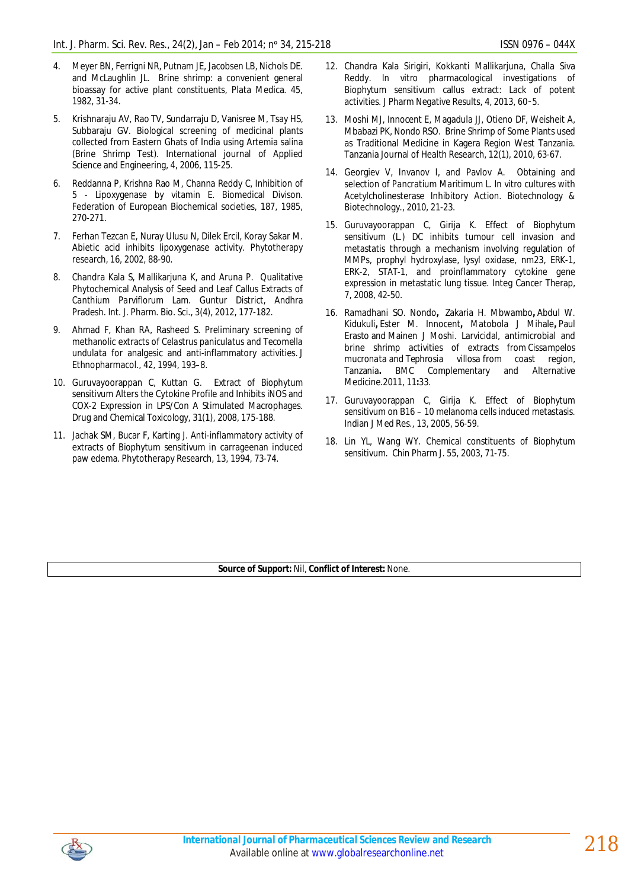4. Meyer BN, Ferrigni NR, Putnam JE, Jacobsen LB, Nichols DE. and McLaughlin JL. Brine shrimp: a convenient general bioassay for active plant constituents, Plata Medica. 45, 1982, 31-34.

5. Krishnaraju AV, Rao TV, Sundarraju D, Vanisree M, Tsay HS, Subbaraju GV. Biological screening of medicinal plants collected from Eastern Ghats of India using Artemia salina (Brine Shrimp Test). International journal of Applied Science and Engineering, 4, 2006, 115-25.

6. Reddanna P, Krishna Rao M, Channa Reddy C, Inhibition of 5 - Lipoxygenase by vitamin E. Biomedical Divison. Federation of European Biochemical societies, 187, 1985, 270-271.

7. Ferhan Tezcan E, Nuray Ulusu N, Dilek Ercil, Koray Sakar M. Abietic acid inhibits lipoxygenase activity. Phytotherapy research, 16, 2002, 88-90.

8. Chandra Kala S, Mallikarjuna K, and Aruna P. Qualitative Phytochemical Analysis of Seed and Leaf Callus Extracts of Canthium Parviflorum Lam. Guntur District, Andhra Pradesh. Int. J. Pharm. Bio. Sci., 3(4), 2012, 177-182.

9. Ahmad F, Khan RA, Rasheed S. Preliminary screening of methanolic extracts of Celastrus paniculatus and Tecomella undulata for analgesic and anti-inflammatory activities. J Ethnopharmacol., 42, 1994, 193–8.

10. Guruvayoorappan C, Kuttan G. Extract of Biophytum sensitivum Alters the Cytokine Profile and Inhibits iNOS and COX-2 Expression in LPS/Con A Stimulated Macrophages. Drug and Chemical Toxicology, 31(1), 2008, 175-188.

11. Jachak SM, Bucar F, Karting J. Anti-inflammatory activity of extracts of Biophytum sensitivum in carrageenan induced paw edema. Phytotherapy Research, 13, 1994, 73-74.

12. Chandra Kala Sirigiri, Kokkanti Mallikarjuna, Challa Siva Reddy. In vitro pharmacological investigations of Biophytum sensitivum callus extract: Lack of potent activities. J Pharm Negative Results, 4, 2013, 60-5.

13. Moshi MJ, Innocent E, Magadula JJ, Otieno DF, Weisheit A, Mbabazi PK, Nondo RSO. Brine Shrimp of Some Plants used as Traditional Medicine in Kagera Region West Tanzania. Tanzania Journal of Health Research, 12(1), 2010, 63-67.

14. Georgiev V, Invanov I, and Pavlov A. Obtaining and selection of Pancratium Maritimum L. In vitro cultures with Acetylcholinesterase Inhibitory Action. Biotechnology & Biotechnology., 2010, 21-23.

15. Guruvayoorappan C, Girija K. Effect of Biophytum sensitivum (L.) DC inhibits tumour cell invasion and metastatis through a mechanism involving regulation of MMPs, prophyl hydroxylase, lysyl oxidase, nm23, ERK-1, ERK-2, STAT-1, and proinflammatory cytokine gene expression in metastatic lung tissue. Integ Cancer Therap, 7, 2008, 42-50.

16. Ramadhani SO. Nondo**,** Zakaria H. Mbwambo**,** Abdul W. Kidukuli**,** Ester M. Innocent**,** Matobola J Mihale**,** Paul Erasto and Mainen J Moshi. Larvicidal, antimicrobial and brine shrimp activities of extracts from Cissampelos mucronata and Tephrosia villosa from coast region, Tanzania**.** BMC Complementary and Alternative Medicine.2011, 11**:**33.

17. Guruvayoorappan C, Girija K. Effect of Biophytum sensitivum on B16 – 10 melanoma cells induced metastasis. Indian J Med Res., 13, 2005, 56-59.

18. Lin YL, Wang WY. Chemical constituents of Biophytum sensitivum. Chin Pharm J. 55, 2003, 71-75.

**Source of Support:** Nil, **Conflict of Interest:** None.